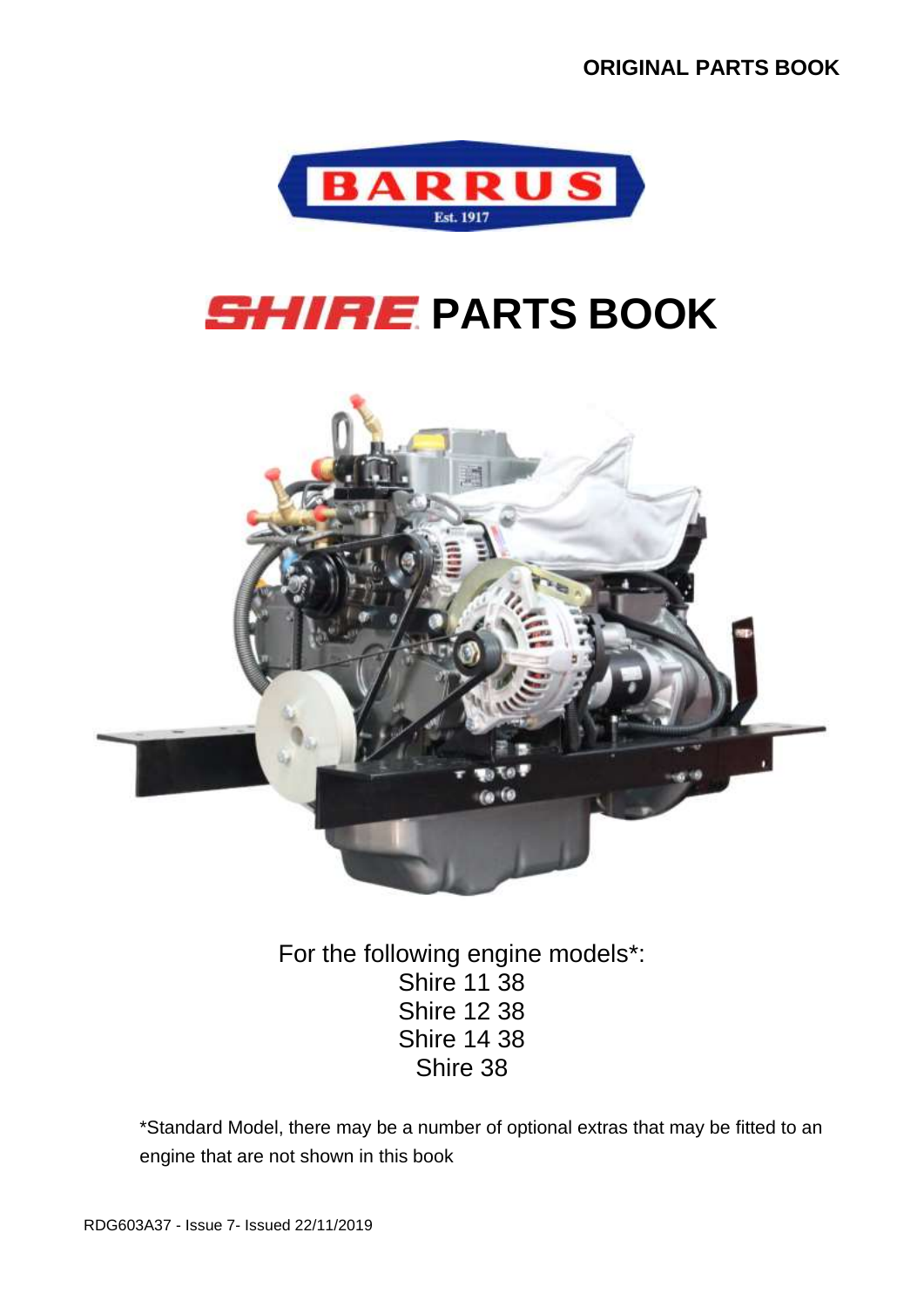ORIGINAL PARTS BOOK

BARRUS
Est. 1917

# SHIRE PARTS BOOK

For the following engine models*:
Shire 11 38
Shire 12 38
Shire 14 38
Shire 38

*Standard Model, there may be a number of optional extras that may be fitted to an engine that are not shown in this book

RDG603A37 - Issue 7- Issued 22/11/2019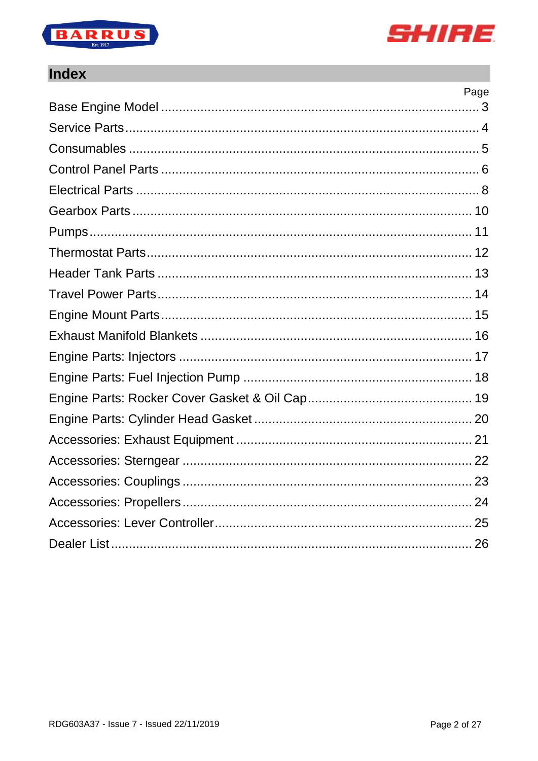## Index

| | Page |
|---|---|
| Base Engine Model | 3 |
| Service Parts | 4 |
| Consumables | 5 |
| Control Panel Parts | 6 |
| Electrical Parts | 8 |
| Gearbox Parts | 10 |
| Pumps | 11 |
| Thermostat Parts | 12 |
| Header Tank Parts | 13 |
| Travel Power Parts | 14 |
| Engine Mount Parts | 15 |
| Exhaust Manifold Blankets | 16 |
| Engine Parts: Injectors | 17 |
| Engine Parts: Fuel Injection Pump | 18 |
| Engine Parts: Rocker Cover Gasket & Oil Cap | 19 |
| Engine Parts: Cylinder Head Gasket | 20 |
| Accessories: Exhaust Equipment | 21 |
| Accessories: Sterngear | 22 |
| Accessories: Couplings | 23 |
| Accessories: Propellers | 24 |
| Accessories: Lever Controller | 25 |
| Dealer List | 26 |

RDG603A37 - Issue 7 - Issued 22/11/2019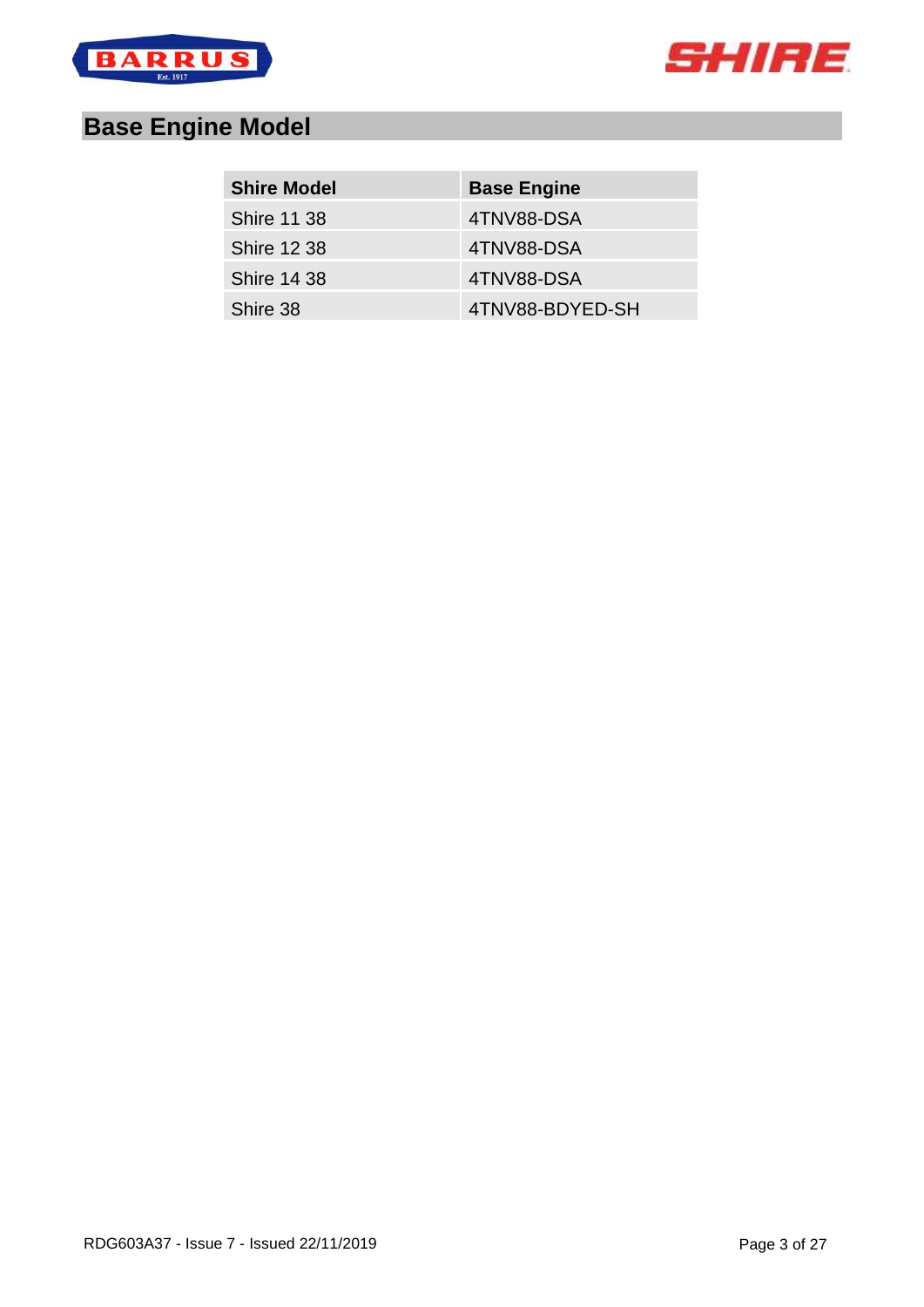## Base Engine Model

| Shire Model | Base Engine |
|---|---|
| Shire 11 38 | 4TNV88-DSA |
| Shire 12 38 | 4TNV88-DSA |
| Shire 14 38 | 4TNV88-DSA |
| Shire 38 | 4TNV88-BDYED-SH |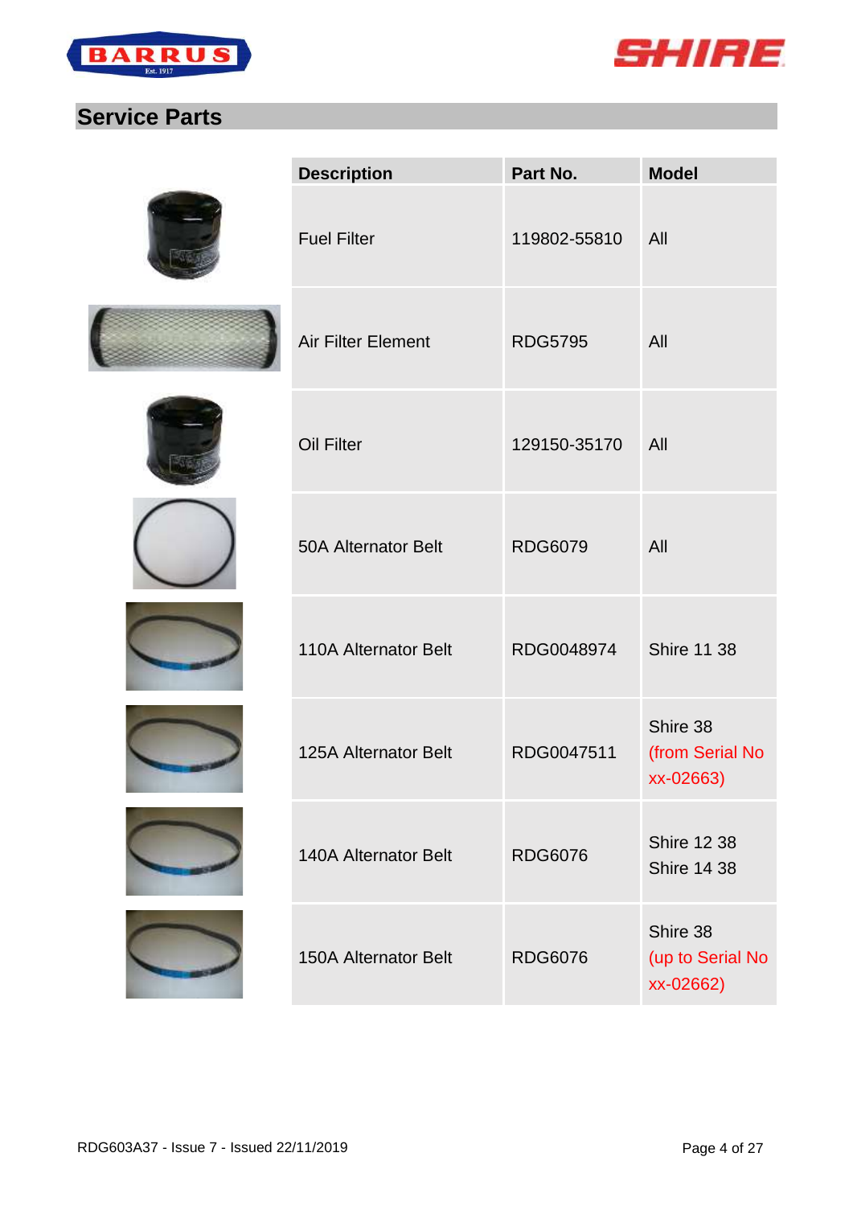## Service Parts

| Description | Part No. | Model |
|---|---|---|
| Fuel Filter | 119802-55810 | All |
| Air Filter Element | RDG5795 | All |
| Oil Filter | 129150-35170 | All |
| 50A Alternator Belt | RDG6079 | All |
| 110A Alternator Belt | RDG0048974 | Shire 11 38 |
| 125A Alternator Belt | RDG0047511 | Shire 38 (from Serial No xx-02663) |
| 140A Alternator Belt | RDG6076 | Shire 12 38 Shire 14 38 |
| 150A Alternator Belt | RDG6076 | Shire 38 (up to Serial No xx-02662) |

RDG603A37 - Issue 7 - Issued 22/11/2019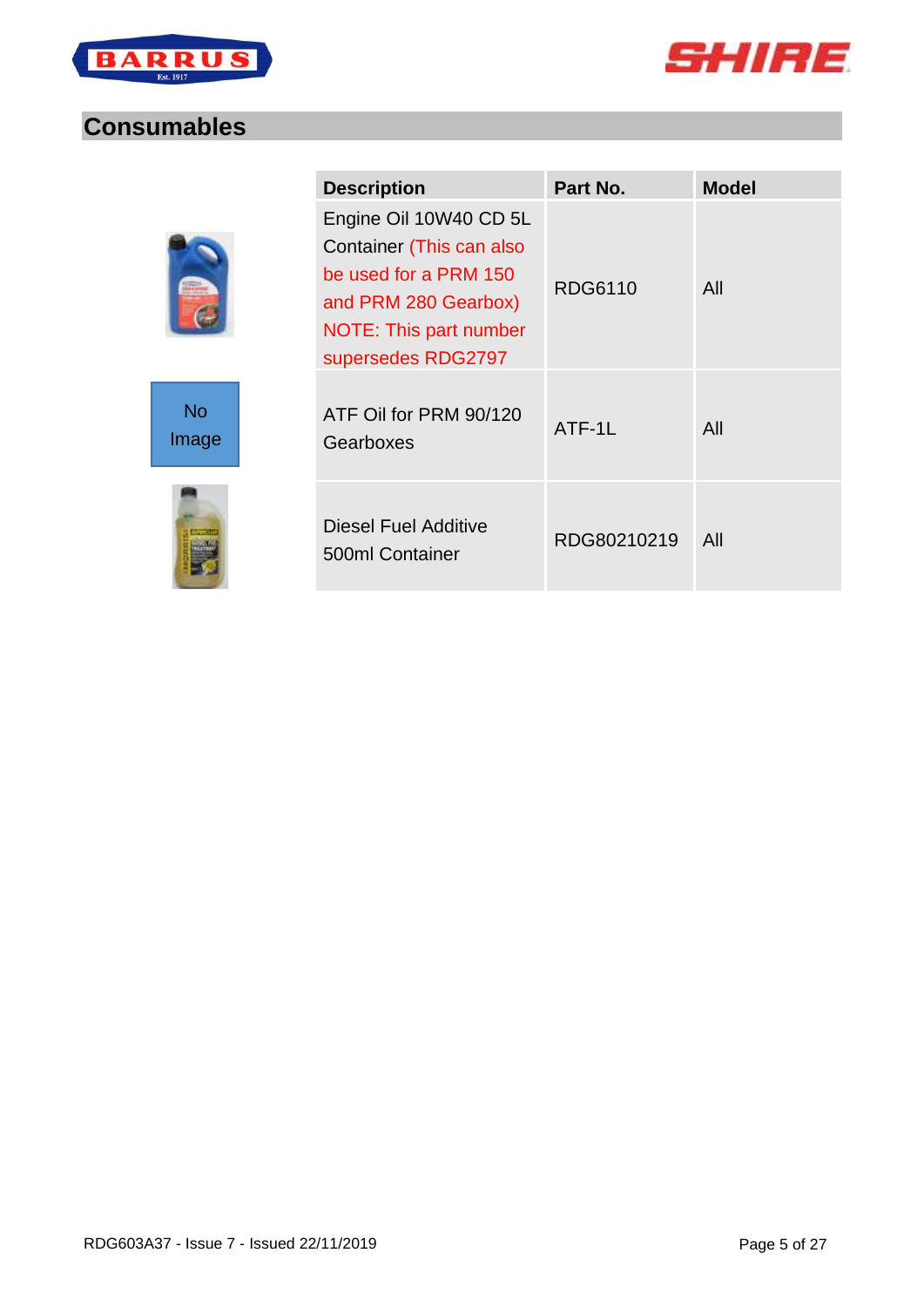## Consumables

|  | Description | Part No. | Model |
|---|---|---|---|
|  | Engine Oil 10W40 CD 5L Container (This can also be used for a PRM 150 and PRM 280 Gearbox) NOTE: This part number supersedes RDG2797 | RDG6110 | All |
| No Image | ATF Oil for PRM 90/120 Gearboxes | ATF-1L | All |
|  | Diesel Fuel Additive 500ml Container | RDG80210219 | All |

RDG603A37 - Issue 7 - Issued 22/11/2019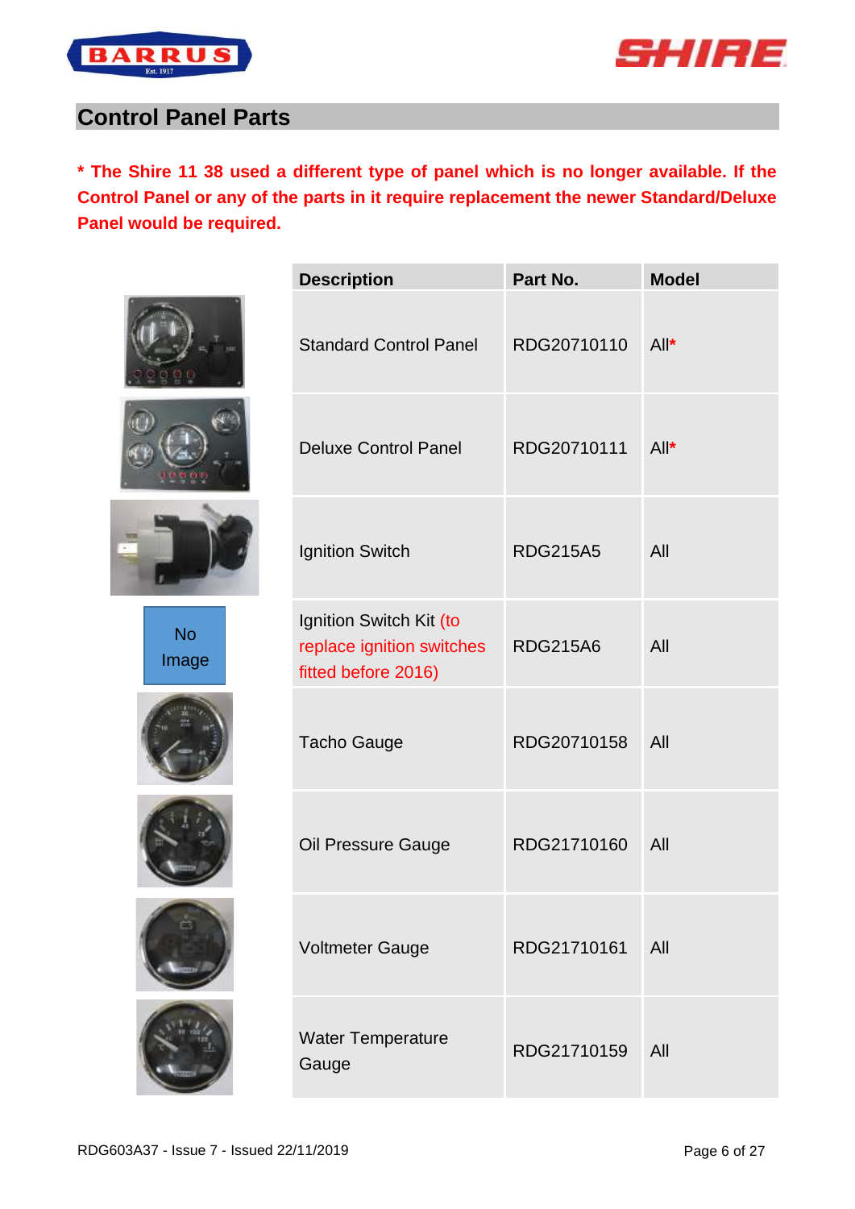## Control Panel Parts

**\* The Shire 11 38 used a different type of panel which is no longer available. If the Control Panel or any of the parts in it require replacement the newer Standard/Deluxe Panel would be required.**

| | Description | Part No. | Model |
|---|---|---|---|
| | Standard Control Panel | RDG20710110 | All* |
| | Deluxe Control Panel | RDG20710111 | All* |
| | Ignition Switch | RDG215A5 | All |
| No Image | Ignition Switch Kit (to replace ignition switches fitted before 2016) | RDG215A6 | All |
| | Tacho Gauge | RDG20710158 | All |
| | Oil Pressure Gauge | RDG21710160 | All |
| | Voltmeter Gauge | RDG21710161 | All |
| | Water Temperature Gauge | RDG21710159 | All |

RDG603A37 - Issue 7 - Issued 22/11/2019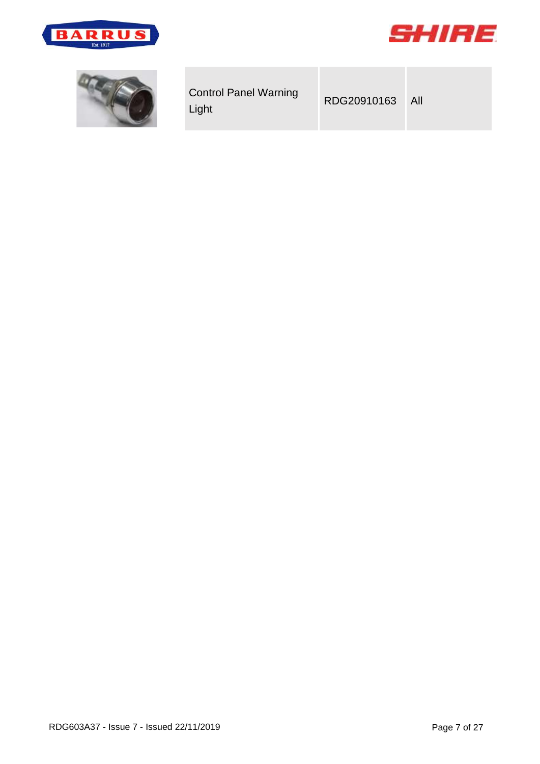| Control Panel Warning Light | RDG20910163 | All |
|---|---|---|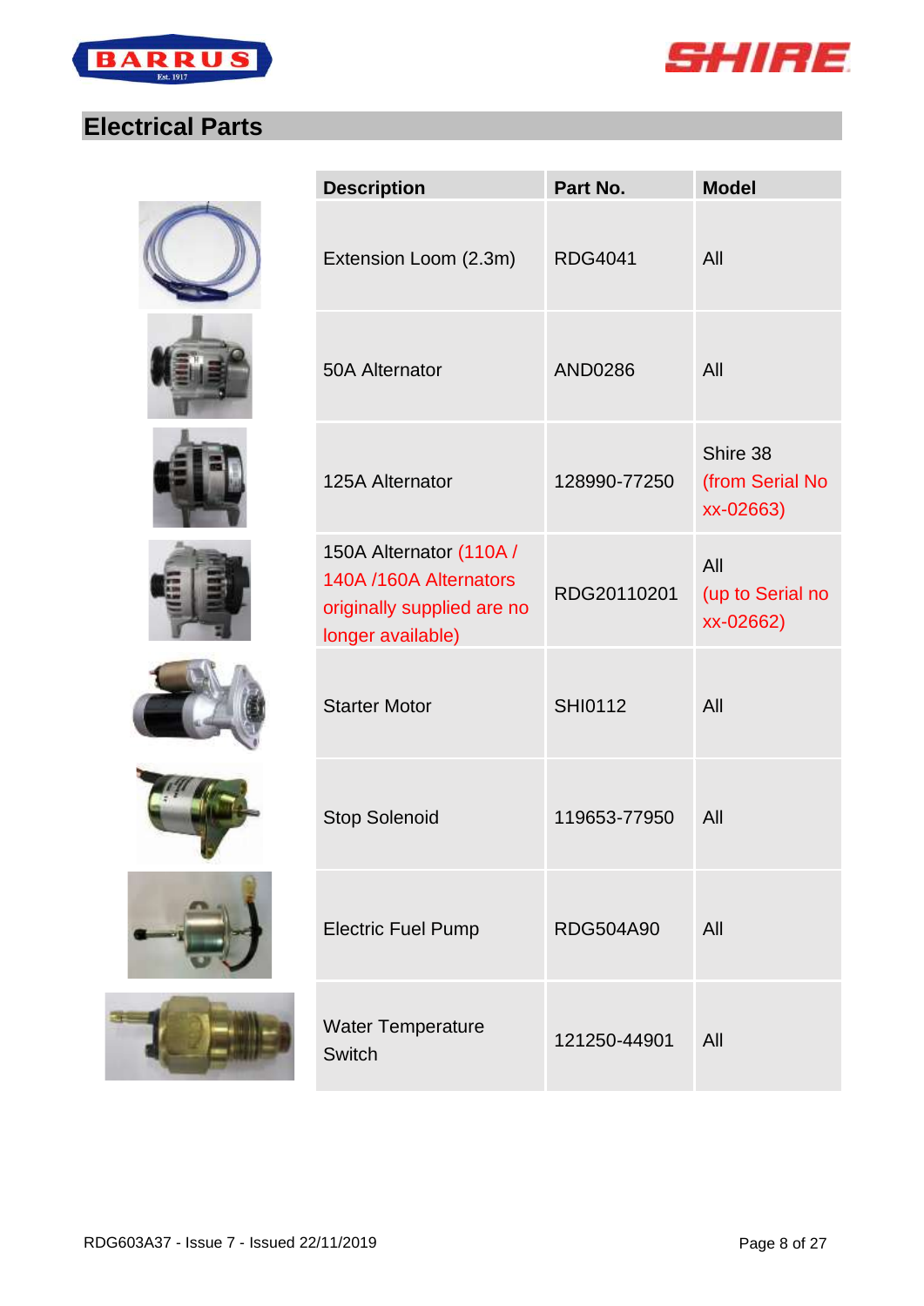## Electrical Parts

| Description | Part No. | Model |
|---|---|---|
| Extension Loom (2.3m) | RDG4041 | All |
| 50A Alternator | AND0286 | All |
| 125A Alternator | 128990-77250 | Shire 38 (from Serial No xx-02663) |
| 150A Alternator (110A / 140A /160A Alternators originally supplied are no longer available) | RDG20110201 | All (up to Serial no xx-02662) |
| Starter Motor | SHI0112 | All |
| Stop Solenoid | 119653-77950 | All |
| Electric Fuel Pump | RDG504A90 | All |
| Water Temperature Switch | 121250-44901 | All |

RDG603A37 - Issue 7 - Issued 22/11/2019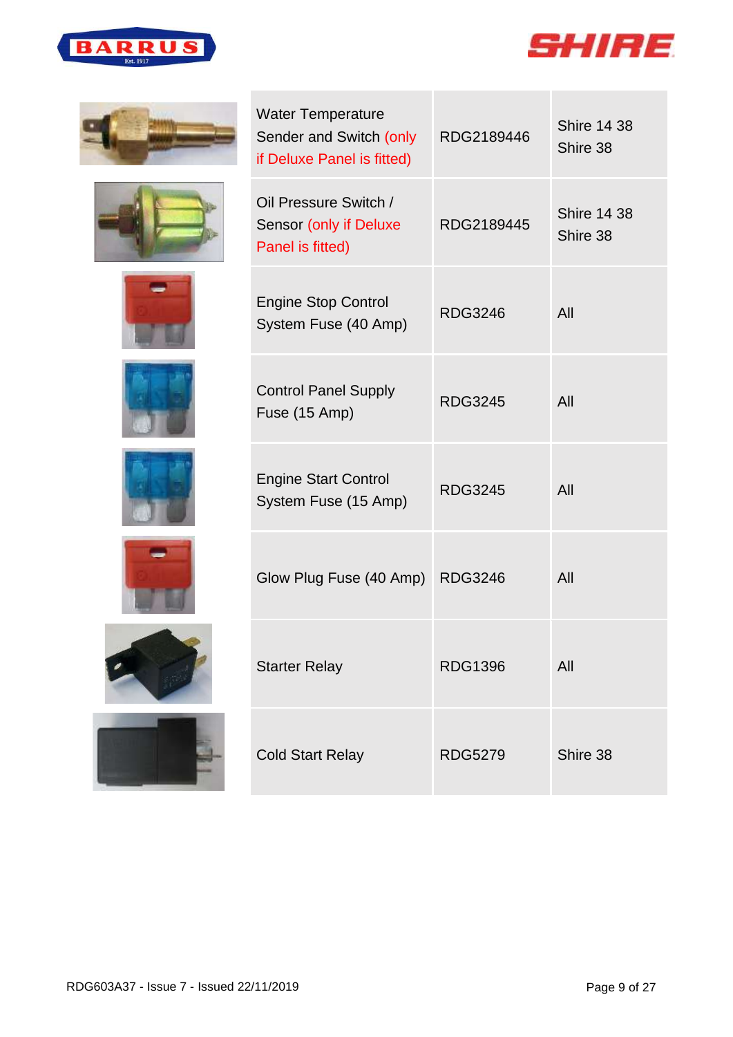| | | | |
|---|---|---|---|
| | Water Temperature Sender and Switch (only if Deluxe Panel is fitted) | RDG2189446 | Shire 14 38<br>Shire 38 |
| | Oil Pressure Switch / Sensor (only if Deluxe Panel is fitted) | RDG2189445 | Shire 14 38<br>Shire 38 |
| | Engine Stop Control System Fuse (40 Amp) | RDG3246 | All |
| | Control Panel Supply Fuse (15 Amp) | RDG3245 | All |
| | Engine Start Control System Fuse (15 Amp) | RDG3245 | All |
| | Glow Plug Fuse (40 Amp) | RDG3246 | All |
| | Starter Relay | RDG1396 | All |
| | Cold Start Relay | RDG5279 | Shire 38 |

RDG603A37 - Issue 7 - Issued 22/11/2019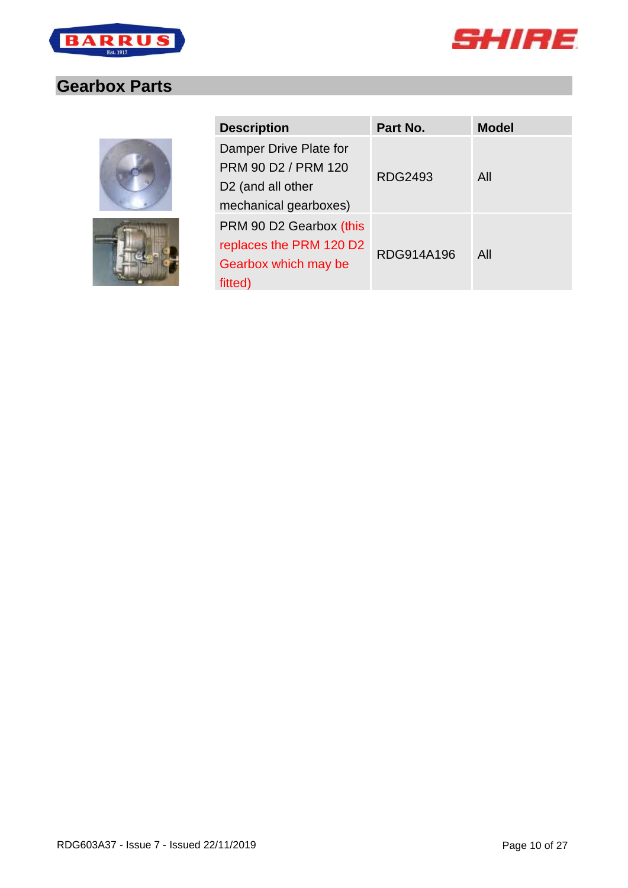## Gearbox Parts

| Description | Part No. | Model |
| --- | --- | --- |
| Damper Drive Plate for PRM 90 D2 / PRM 120 D2 (and all other mechanical gearboxes) | RDG2493 | All |
| PRM 90 D2 Gearbox (this replaces the PRM 120 D2 Gearbox which may be fitted) | RDG914A196 | All |

RDG603A37 - Issue 7 - Issued 22/11/2019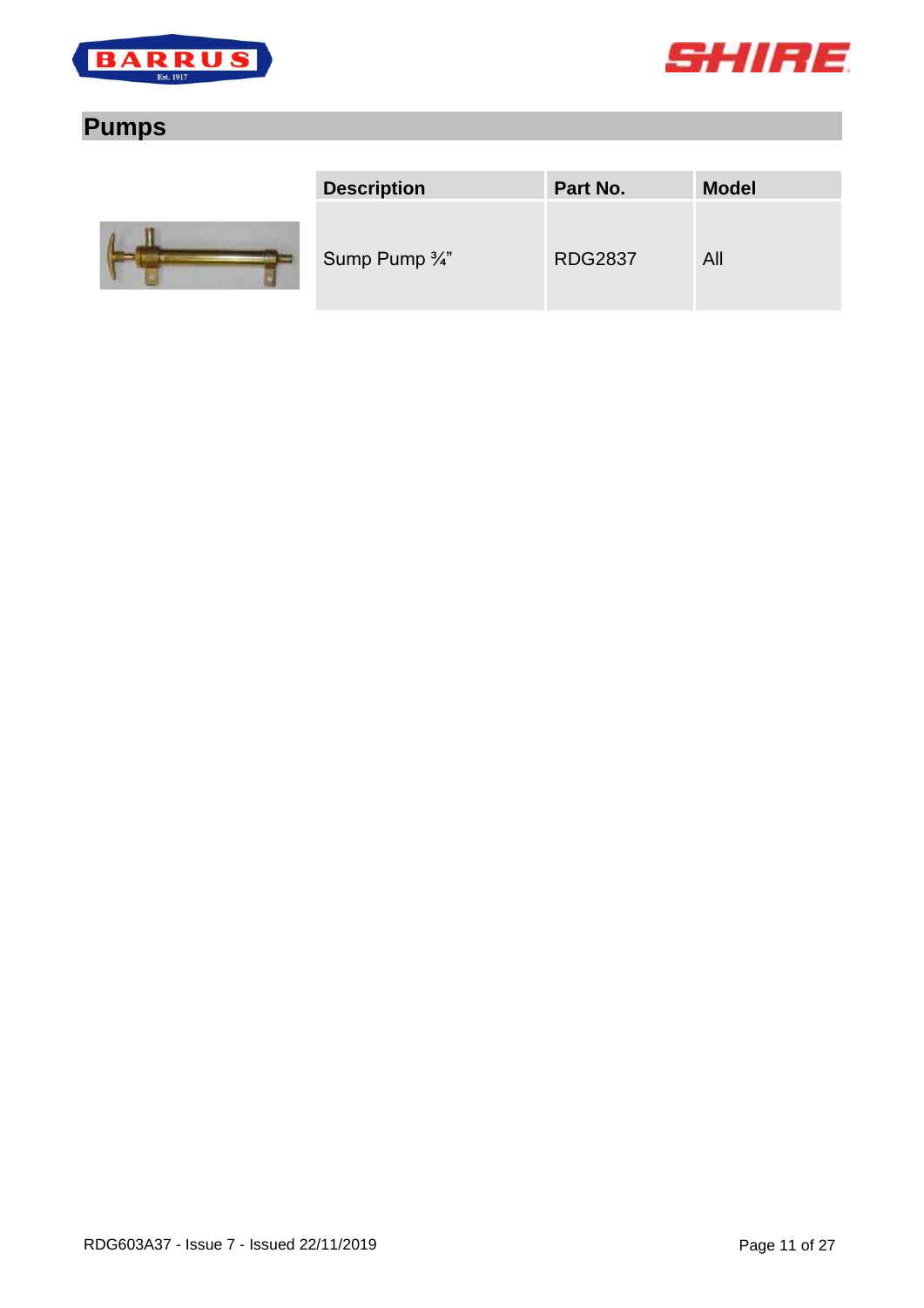## Pumps

| Description | Part No. | Model |
|---|---|---|
| Sump Pump ¾" | RDG2837 | All |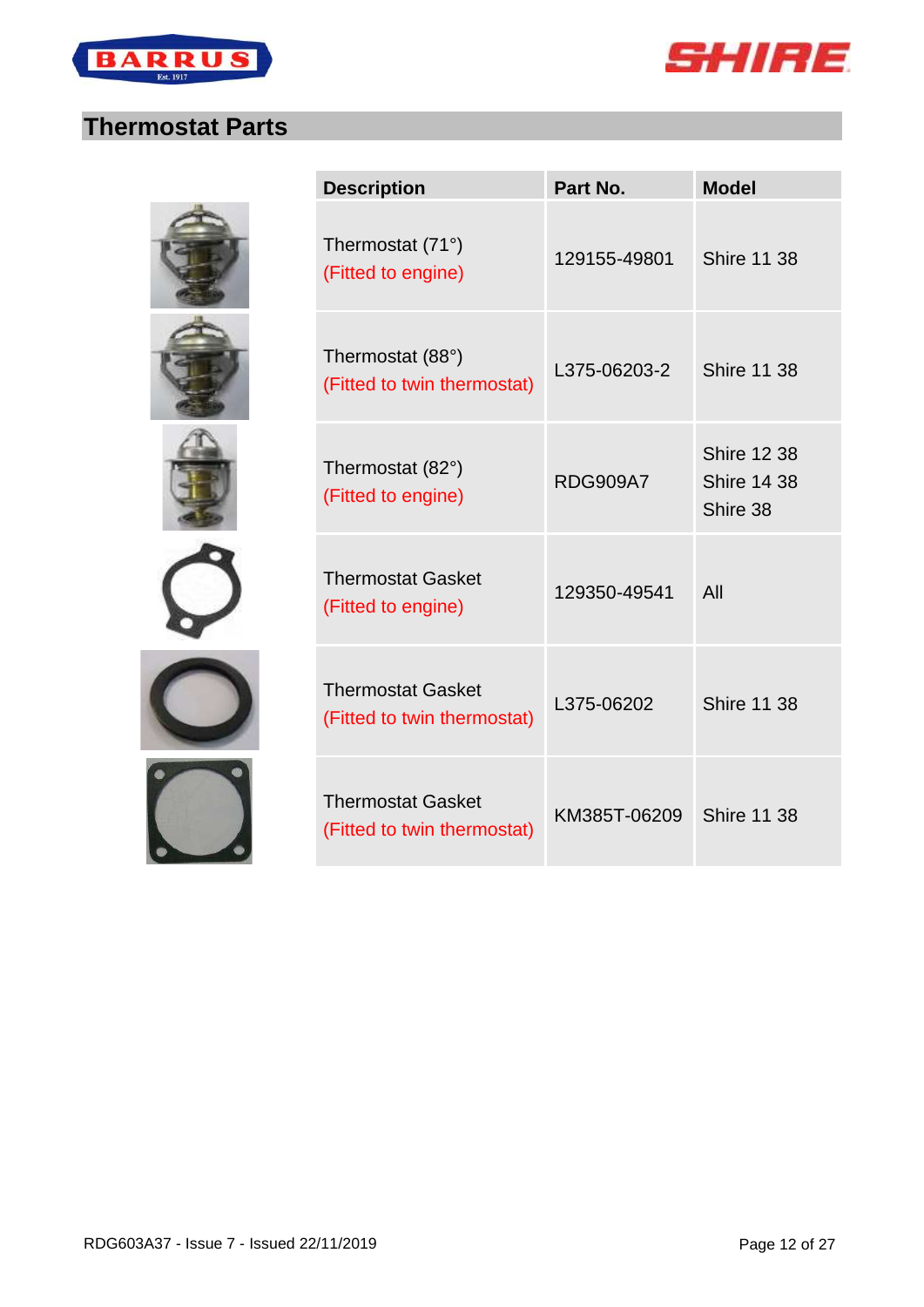## Thermostat Parts

| Description | Part No. | Model |
|---|---|---|
| Thermostat (71°) (Fitted to engine) | 129155-49801 | Shire 11 38 |
| Thermostat (88°) (Fitted to twin thermostat) | L375-06203-2 | Shire 11 38 |
| Thermostat (82°) (Fitted to engine) | RDG909A7 | Shire 12 38<br>Shire 14 38<br>Shire 38 |
| Thermostat Gasket (Fitted to engine) | 129350-49541 | All |
| Thermostat Gasket (Fitted to twin thermostat) | L375-06202 | Shire 11 38 |
| Thermostat Gasket (Fitted to twin thermostat) | KM385T-06209 | Shire 11 38 |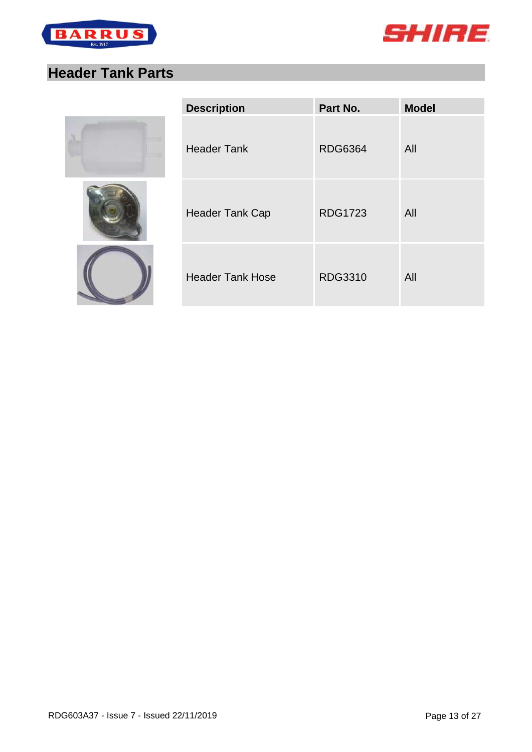## Header Tank Parts

| Description | Part No. | Model |
| --- | --- | --- |
| Header Tank | RDG6364 | All |
| Header Tank Cap | RDG1723 | All |
| Header Tank Hose | RDG3310 | All |

RDG603A37 - Issue 7 - Issued 22/11/2019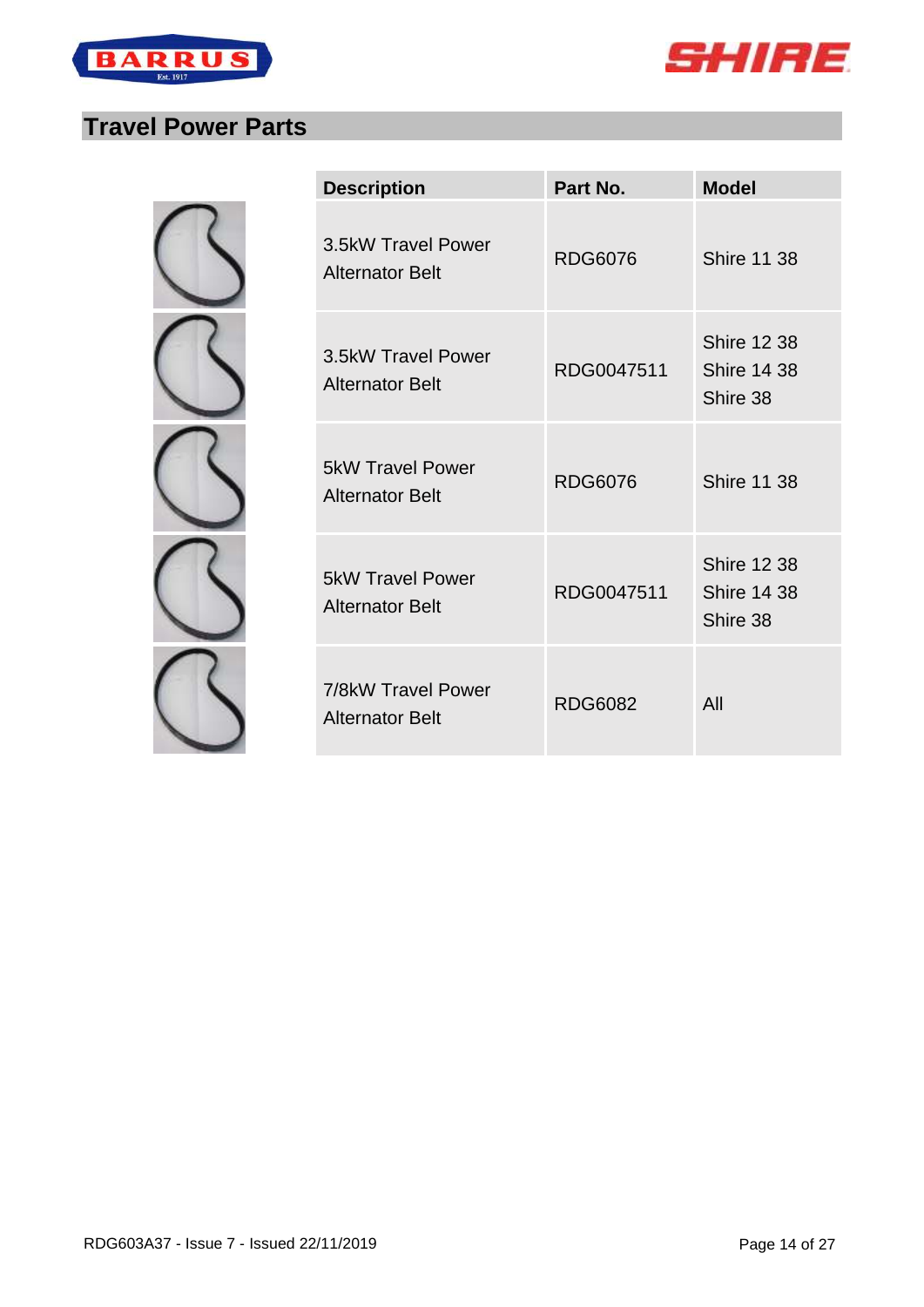## Travel Power Parts

| Description | Part No. | Model |
|---|---|---|
| 3.5kW Travel Power Alternator Belt | RDG6076 | Shire 11 38 |
| 3.5kW Travel Power Alternator Belt | RDG0047511 | Shire 12 38<br>Shire 14 38<br>Shire 38 |
| 5kW Travel Power Alternator Belt | RDG6076 | Shire 11 38 |
| 5kW Travel Power Alternator Belt | RDG0047511 | Shire 12 38<br>Shire 14 38<br>Shire 38 |
| 7/8kW Travel Power Alternator Belt | RDG6082 | All |

RDG603A37 - Issue 7 - Issued 22/11/2019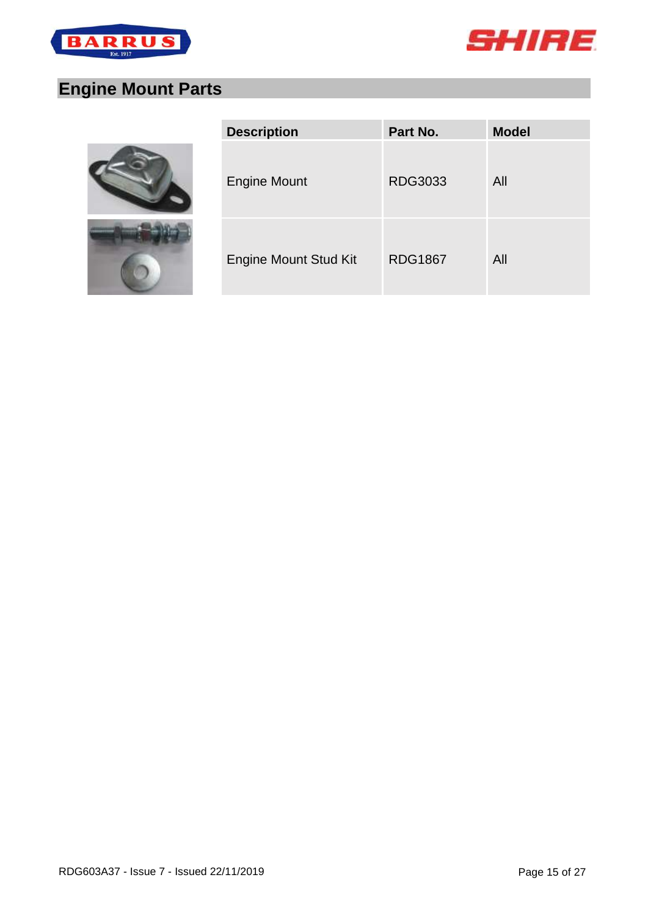## Engine Mount Parts

| Description | Part No. | Model |
| --- | --- | --- |
| Engine Mount | RDG3033 | All |
| Engine Mount Stud Kit | RDG1867 | All |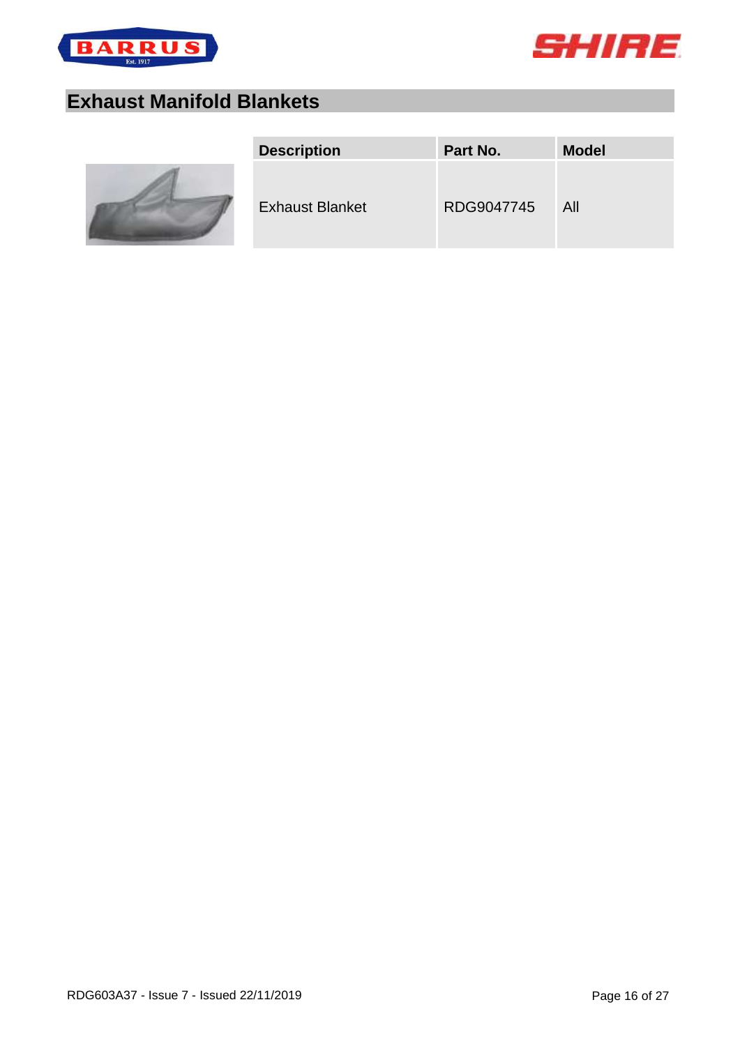## Exhaust Manifold Blankets

| Description | Part No. | Model |
| --- | --- | --- |
| Exhaust Blanket | RDG9047745 | All |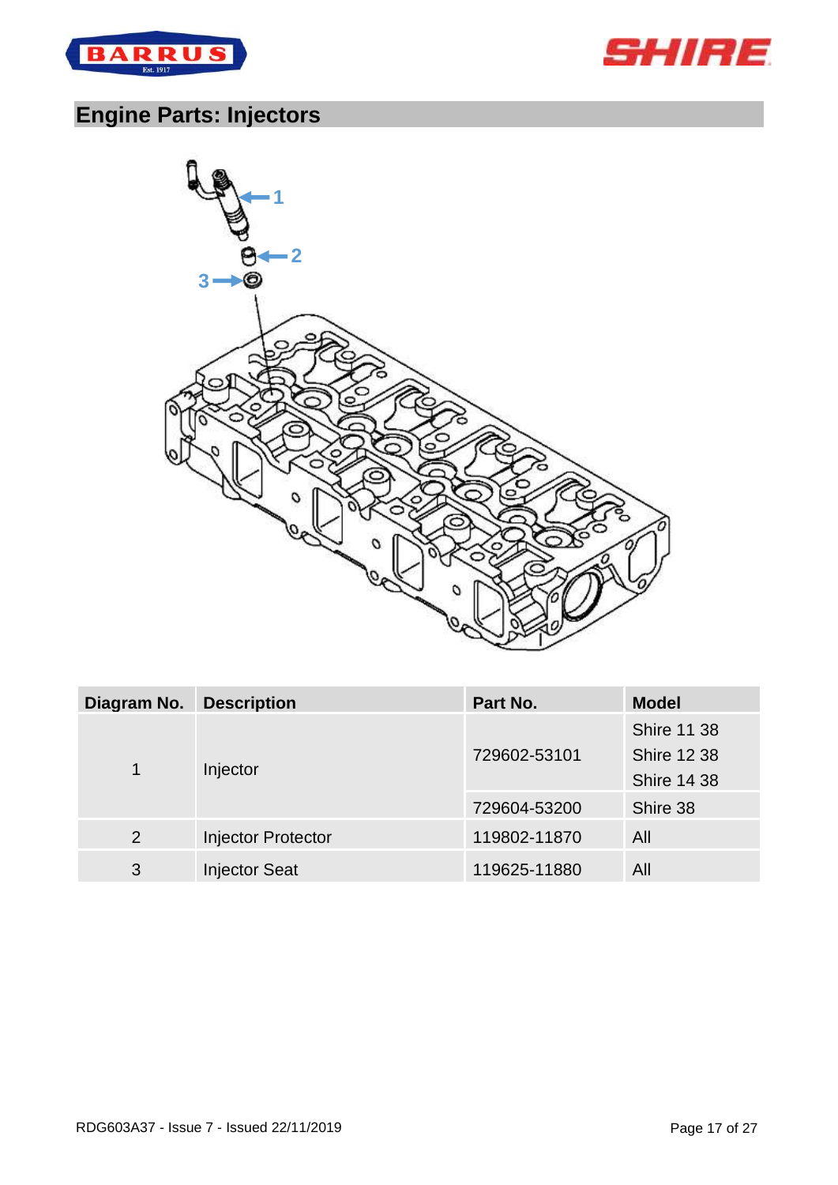## Engine Parts: Injectors

| Diagram No. | Description | Part No. | Model |
|---|---|---|---|
| 1 | Injector | 729602-53101 | Shire 11 38<br>Shire 12 38<br>Shire 14 38 |
| | | 729604-53200 | Shire 38 |
| 2 | Injector Protector | 119802-11870 | All |
| 3 | Injector Seat | 119625-11880 | All |

RDG603A37 - Issue 7 - Issued 22/11/2019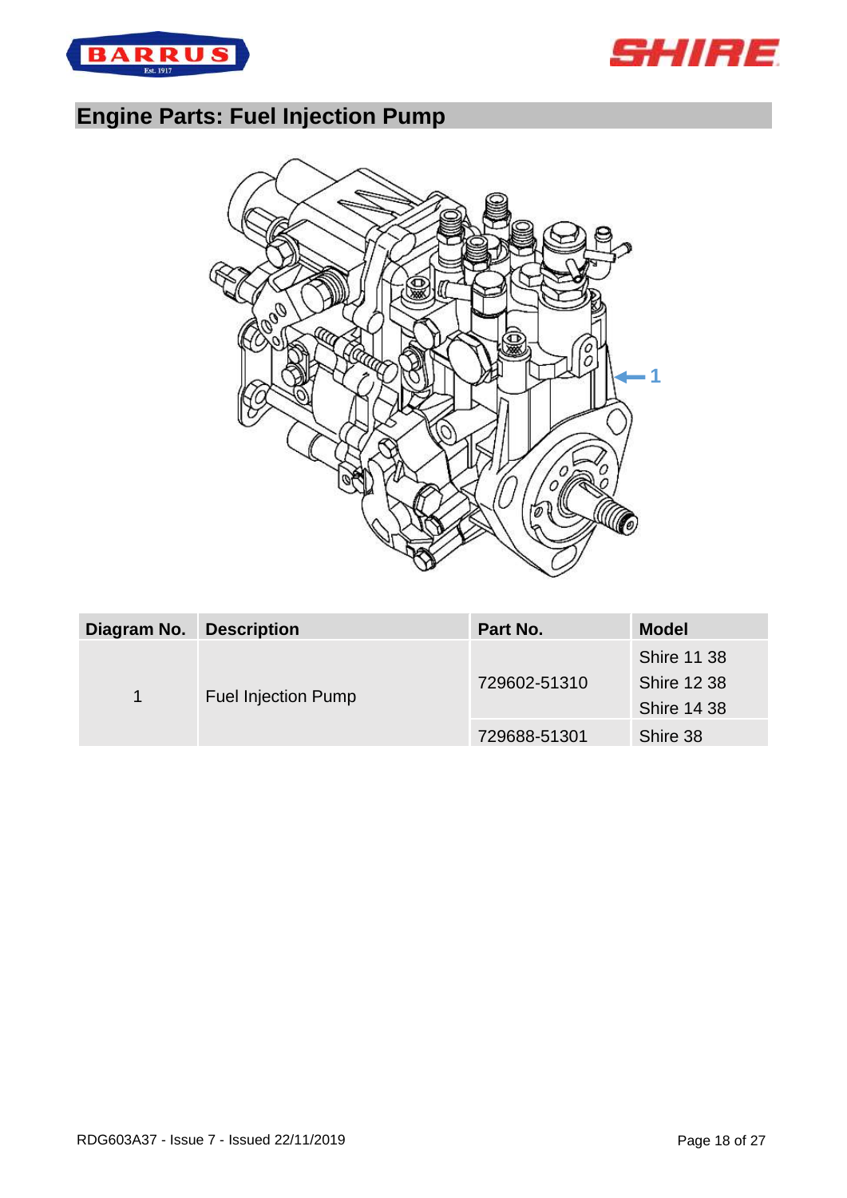## Engine Parts: Fuel Injection Pump

| Diagram No. | Description | Part No. | Model |
|---|---|---|---|
| 1 | Fuel Injection Pump | 729602-51310 | Shire 11 38 |
| | | | Shire 12 38 |
| | | | Shire 14 38 |
| | | 729688-51301 | Shire 38 |

RDG603A37 - Issue 7 - Issued 22/11/2019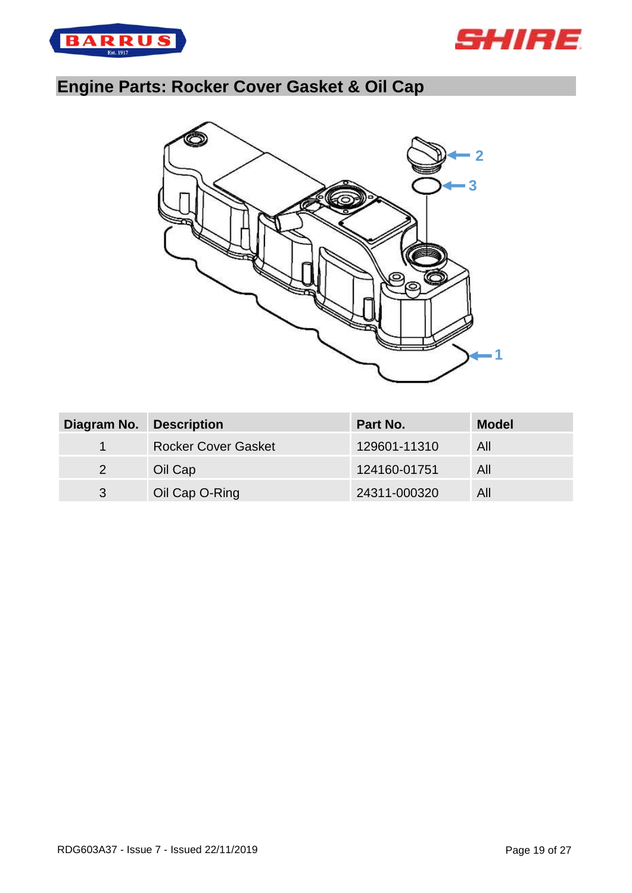# Engine Parts: Rocker Cover Gasket & Oil Cap

| Diagram No. | Description | Part No. | Model |
|---|---|---|---|
| 1 | Rocker Cover Gasket | 129601-11310 | All |
| 2 | Oil Cap | 124160-01751 | All |
| 3 | Oil Cap O-Ring | 24311-000320 | All |

RDG603A37 - Issue 7 - Issued 22/11/2019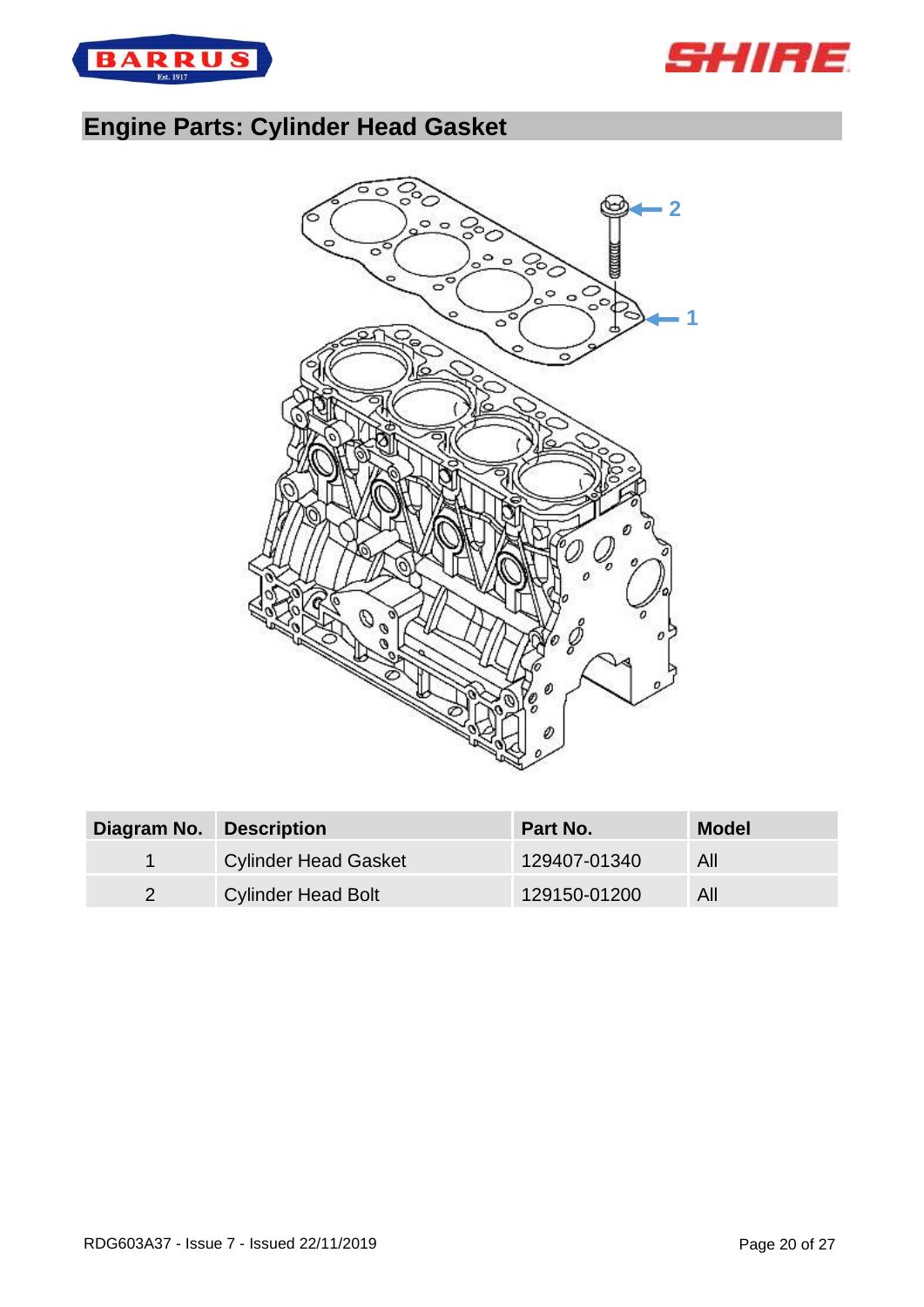## Engine Parts: Cylinder Head Gasket

| Diagram No. | Description | Part No. | Model |
|---|---|---|---|
| 1 | Cylinder Head Gasket | 129407-01340 | All |
| 2 | Cylinder Head Bolt | 129150-01200 | All |

RDG603A37 - Issue 7 - Issued 22/11/2019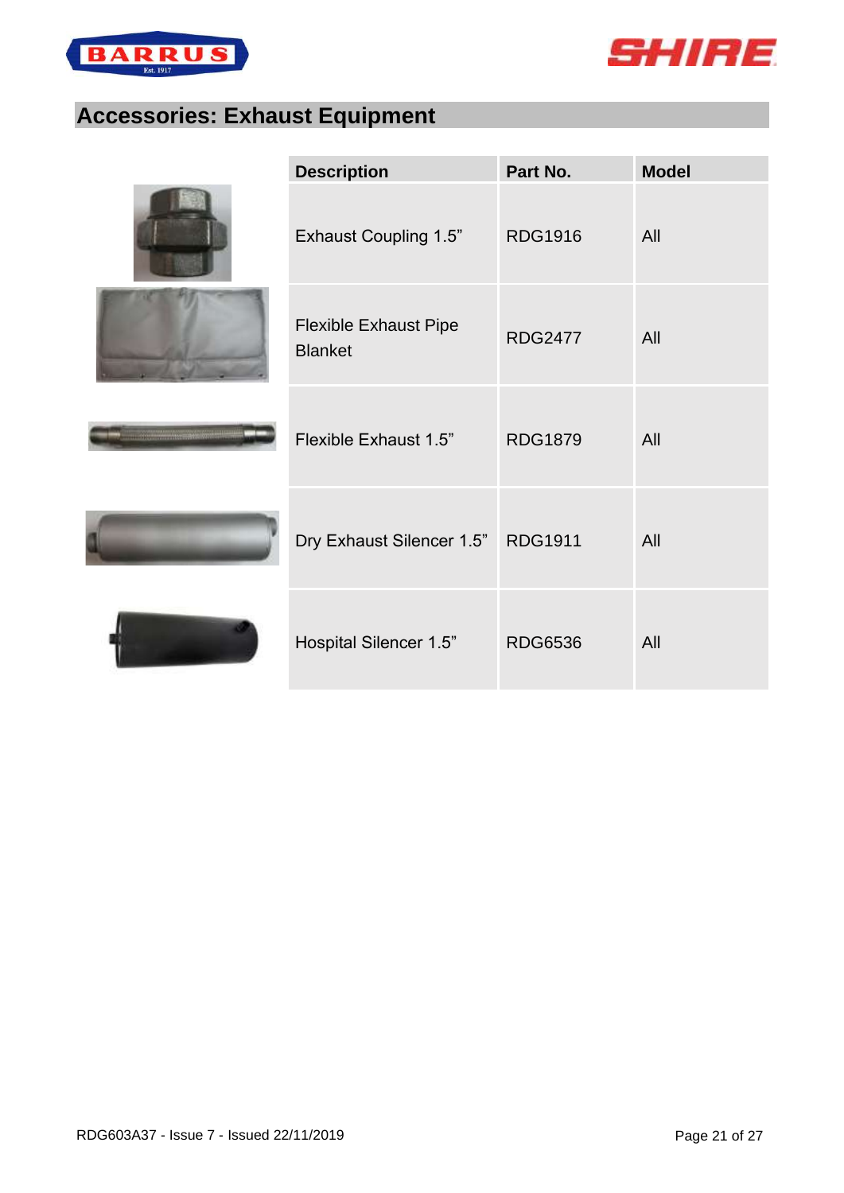## Accessories: Exhaust Equipment

| Description | Part No. | Model |
|---|---|---|
| Exhaust Coupling 1.5” | RDG1916 | All |
| Flexible Exhaust Pipe Blanket | RDG2477 | All |
| Flexible Exhaust 1.5” | RDG1879 | All |
| Dry Exhaust Silencer 1.5” | RDG1911 | All |
| Hospital Silencer 1.5” | RDG6536 | All |

RDG603A37 - Issue 7 - Issued 22/11/2019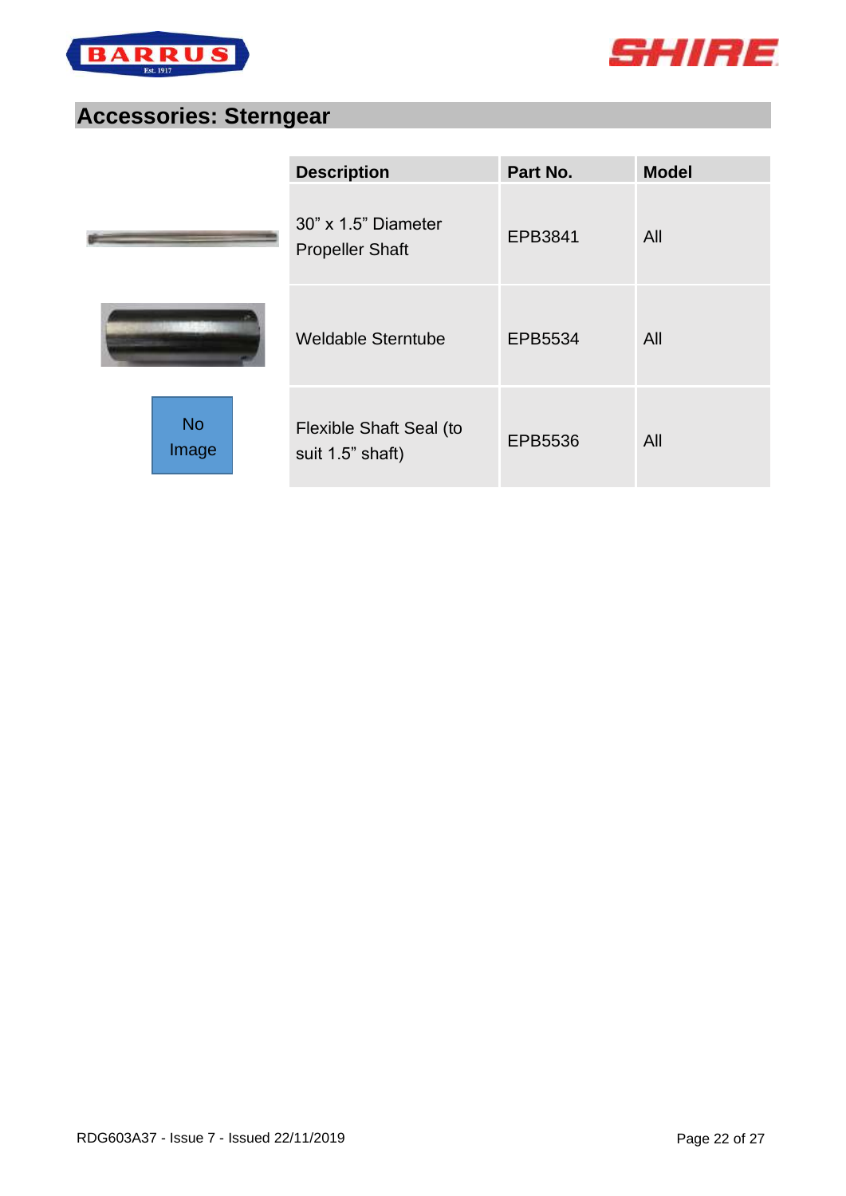## Accessories: Sterngear

| | Description | Part No. | Model |
|---|---|---|---|
| | 30" x 1.5" Diameter Propeller Shaft | EPB3841 | All |
| | Weldable Sterntube | EPB5534 | All |
| No Image | Flexible Shaft Seal (to suit 1.5" shaft) | EPB5536 | All |

RDG603A37 - Issue 7 - Issued 22/11/2019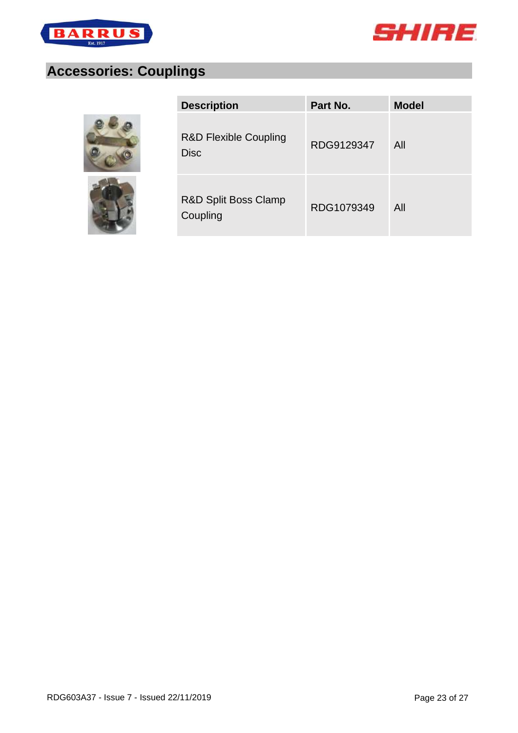## Accessories: Couplings

| Description | Part No. | Model |
| --- | --- | --- |
| R&D Flexible Coupling Disc | RDG9129347 | All |
| R&D Split Boss Clamp Coupling | RDG1079349 | All |

RDG603A37 - Issue 7 - Issued 22/11/2019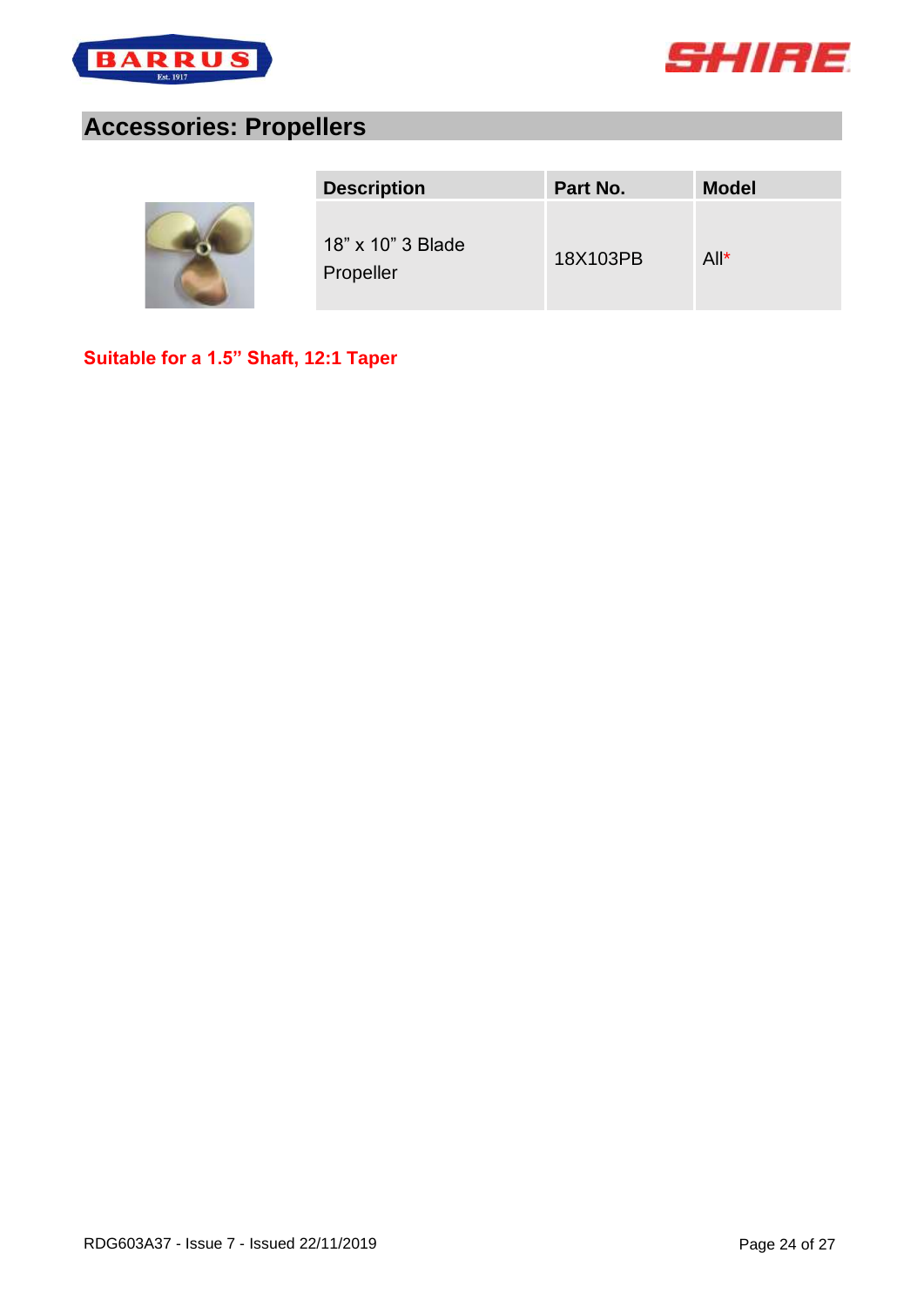## Accessories: Propellers

| Description | Part No. | Model |
|---|---|---|
| 18" x 10" 3 Blade Propeller | 18X103PB | All* |

**Suitable for a 1.5" Shaft, 12:1 Taper**

RDG603A37 - Issue 7 - Issued 22/11/2019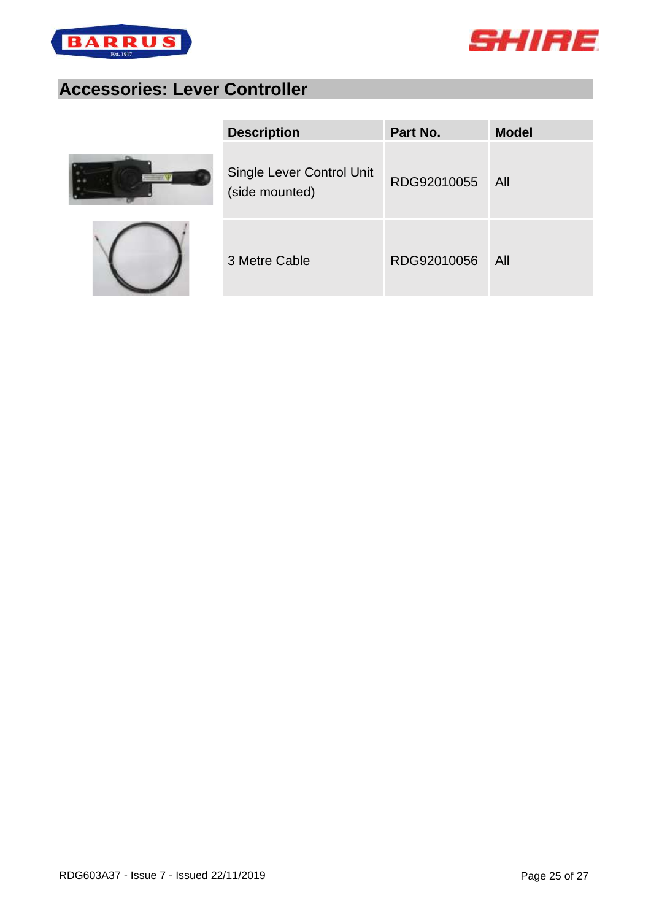## Accessories: Lever Controller

| Description | Part No. | Model |
|---|---|---|
| Single Lever Control Unit (side mounted) | RDG92010055 | All |
| 3 Metre Cable | RDG92010056 | All |

RDG603A37 - Issue 7 - Issued 22/11/2019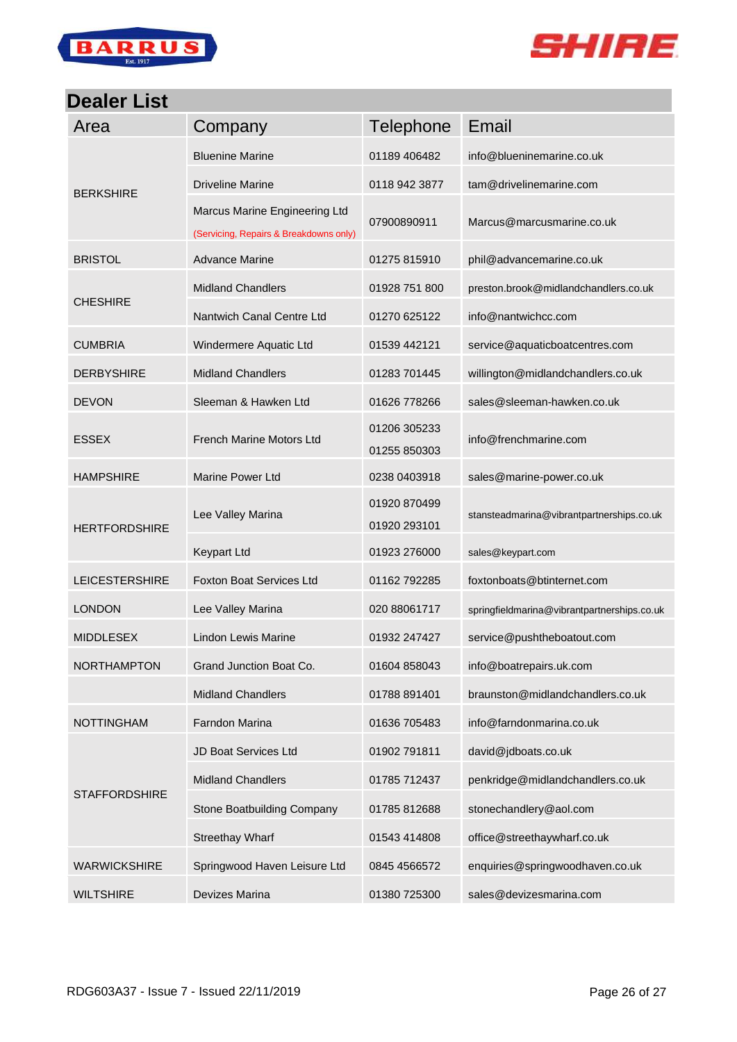## Dealer List

| Area | Company | Telephone | Email |
|---|---|---|---|
| BERKSHIRE | Bluenine Marine | 01189 406482 | info@blueninemarine.co.uk |
| | Driveline Marine | 0118 942 3877 | tam@drivelinemarine.com |
| | Marcus Marine Engineering Ltd (Servicing, Repairs & Breakdowns only) | 07900890911 | Marcus@marcusmarine.co.uk |
| BRISTOL | Advance Marine | 01275 815910 | phil@advancemarine.co.uk |
| CHESHIRE | Midland Chandlers | 01928 751 800 | preston.brook@midlandchandlers.co.uk |
| | Nantwich Canal Centre Ltd | 01270 625122 | info@nantwichcc.com |
| CUMBRIA | Windermere Aquatic Ltd | 01539 442121 | service@aquaticboatcentres.com |
| DERBYSHIRE | Midland Chandlers | 01283 701445 | willington@midlandchandlers.co.uk |
| DEVON | Sleeman & Hawken Ltd | 01626 778266 | sales@sleeman-hawken.co.uk |
| ESSEX | French Marine Motors Ltd | 01206 305233<br>01255 850303 | info@frenchmarine.com |
| HAMPSHIRE | Marine Power Ltd | 0238 0403918 | sales@marine-power.co.uk |
| HERTFORDSHIRE | Lee Valley Marina | 01920 870499<br>01920 293101 | stansteadmarina@vibrantpartnerships.co.uk |
| | Keypart Ltd | 01923 276000 | sales@keypart.com |
| LEICESTERSHIRE | Foxton Boat Services Ltd | 01162 792285 | foxtonboats@btinternet.com |
| LONDON | Lee Valley Marina | 020 88061717 | springfieldmarina@vibrantpartnerships.co.uk |
| MIDDLESEX | Lindon Lewis Marine | 01932 247427 | service@pushtheboatout.com |
| NORTHAMPTON | Grand Junction Boat Co. | 01604 858043 | info@boatrepairs.uk.com |
| | Midland Chandlers | 01788 891401 | braunston@midlandchandlers.co.uk |
| NOTTINGHAM | Farndon Marina | 01636 705483 | info@farndonmarina.co.uk |
| STAFFORDSHIRE | JD Boat Services Ltd | 01902 791811 | david@jdboats.co.uk |
| | Midland Chandlers | 01785 712437 | penkridge@midlandchandlers.co.uk |
| | Stone Boatbuilding Company | 01785 812688 | stonechandlery@aol.com |
| | Streethay Wharf | 01543 414808 | office@streethaywharf.co.uk |
| WARWICKSHIRE | Springwood Haven Leisure Ltd | 0845 4566572 | enquiries@springwoodhaven.co.uk |
| WILTSHIRE | Devizes Marina | 01380 725300 | sales@devizesmarina.com |

RDG603A37 - Issue 7 - Issued 22/11/2019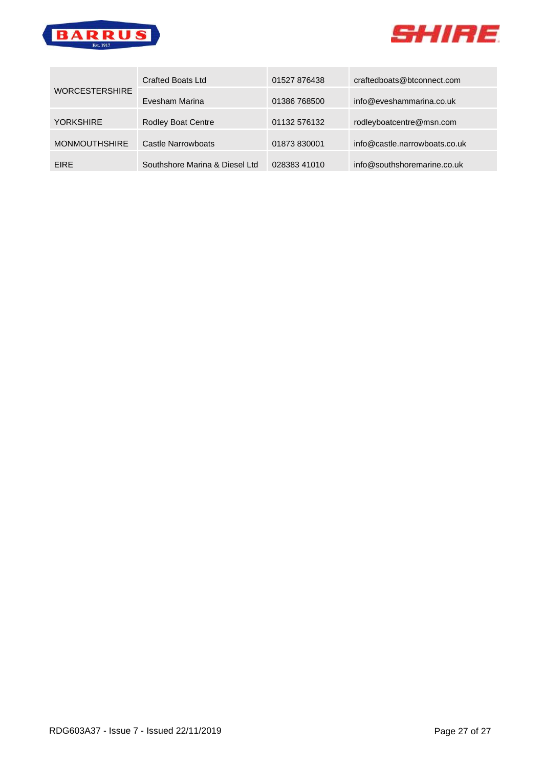| | | | |
|---|---|---|---|
| WORCESTERSHIRE | Crafted Boats Ltd | 01527 876438 | craftedboats@btconnect.com |
| | Evesham Marina | 01386 768500 | info@eveshammarina.co.uk |
| YORKSHIRE | Rodley Boat Centre | 01132 576132 | rodleyboatcentre@msn.com |
| MONMOUTHSHIRE | Castle Narrowboats | 01873 830001 | info@castle.narrowboats.co.uk |
| EIRE | Southshore Marina & Diesel Ltd | 028383 41010 | info@southshoremarine.co.uk |